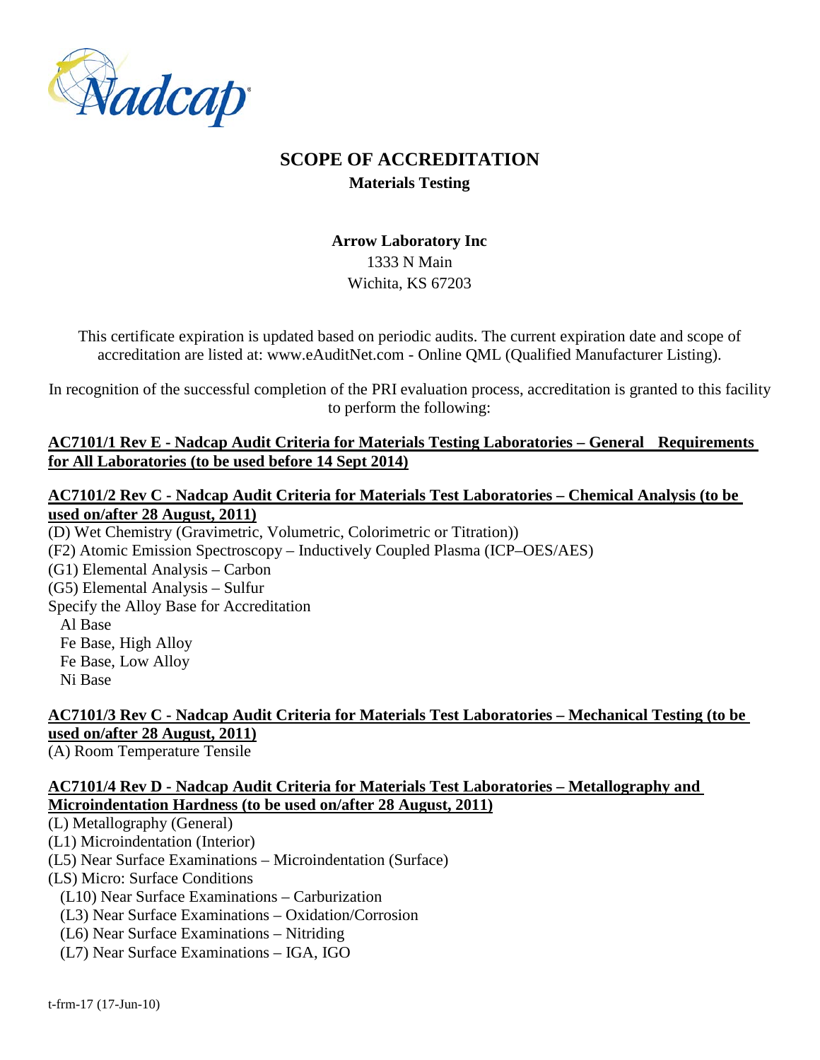# SCOPE OF ACCREDITATION

**Materials Testing**

**Arrow Laboratory Inc**
1333 N Main
Wichita, KS 67203

This certificate expiration is updated based on periodic audits. The current expiration date and scope of accreditation are listed at: www.eAuditNet.com - Online QML (Qualified Manufacturer Listing).

In recognition of the successful completion of the PRI evaluation process, accreditation is granted to this facility to perform the following:

**AC7101/1 Rev E - Nadcap Audit Criteria for Materials Testing Laboratories – General Requirements for All Laboratories (to be used before 14 Sept 2014)**

**AC7101/2 Rev C - Nadcap Audit Criteria for Materials Test Laboratories – Chemical Analysis (to be used on/after 28 August, 2011)**

(D) Wet Chemistry (Gravimetric, Volumetric, Colorimetric or Titration))
(F2) Atomic Emission Spectroscopy – Inductively Coupled Plasma (ICP–OES/AES)
(G1) Elemental Analysis – Carbon
(G5) Elemental Analysis – Sulfur
Specify the Alloy Base for Accreditation
- Al Base
- Fe Base, High Alloy
- Fe Base, Low Alloy
- Ni Base

**AC7101/3 Rev C - Nadcap Audit Criteria for Materials Test Laboratories – Mechanical Testing (to be used on/after 28 August, 2011)**

(A) Room Temperature Tensile

**AC7101/4 Rev D - Nadcap Audit Criteria for Materials Test Laboratories – Metallography and Microindentation Hardness (to be used on/after 28 August, 2011)**

(L) Metallography (General)
(L1) Microindentation (Interior)
(L5) Near Surface Examinations – Microindentation (Surface)
(LS) Micro: Surface Conditions
- (L10) Near Surface Examinations – Carburization
- (L3) Near Surface Examinations – Oxidation/Corrosion
- (L6) Near Surface Examinations – Nitriding
- (L7) Near Surface Examinations – IGA, IGO

t-frm-17 (17-Jun-10)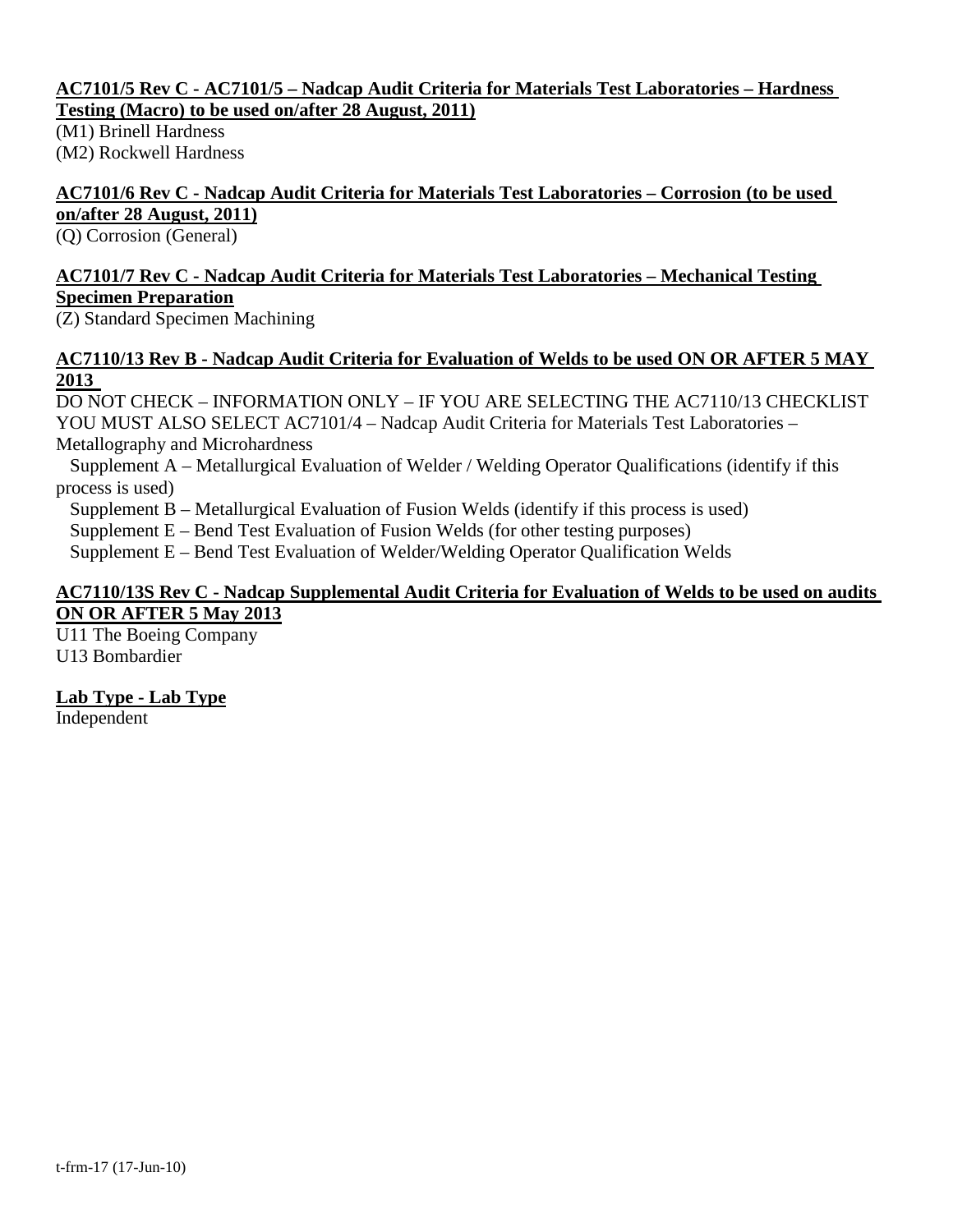**AC7101/5 Rev C - AC7101/5 – Nadcap Audit Criteria for Materials Test Laboratories – Hardness Testing (Macro) to be used on/after 28 August, 2011)**

(M1) Brinell Hardness
(M2) Rockwell Hardness

**AC7101/6 Rev C - Nadcap Audit Criteria for Materials Test Laboratories – Corrosion (to be used on/after 28 August, 2011)**

(Q) Corrosion (General)

**AC7101/7 Rev C - Nadcap Audit Criteria for Materials Test Laboratories – Mechanical Testing Specimen Preparation**

(Z) Standard Specimen Machining

**AC7110/13 Rev B - Nadcap Audit Criteria for Evaluation of Welds to be used ON OR AFTER 5 MAY 2013**

DO NOT CHECK – INFORMATION ONLY – IF YOU ARE SELECTING THE AC7110/13 CHECKLIST YOU MUST ALSO SELECT AC7101/4 – Nadcap Audit Criteria for Materials Test Laboratories – Metallography and Microhardness

Supplement A – Metallurgical Evaluation of Welder / Welding Operator Qualifications (identify if this process is used)
Supplement B – Metallurgical Evaluation of Fusion Welds (identify if this process is used)
Supplement E – Bend Test Evaluation of Fusion Welds (for other testing purposes)
Supplement E – Bend Test Evaluation of Welder/Welding Operator Qualification Welds

**AC7110/13S Rev C - Nadcap Supplemental Audit Criteria for Evaluation of Welds to be used on audits ON OR AFTER 5 May 2013**

U11 The Boeing Company
U13 Bombardier

**Lab Type - Lab Type**

Independent

t-frm-17 (17-Jun-10)